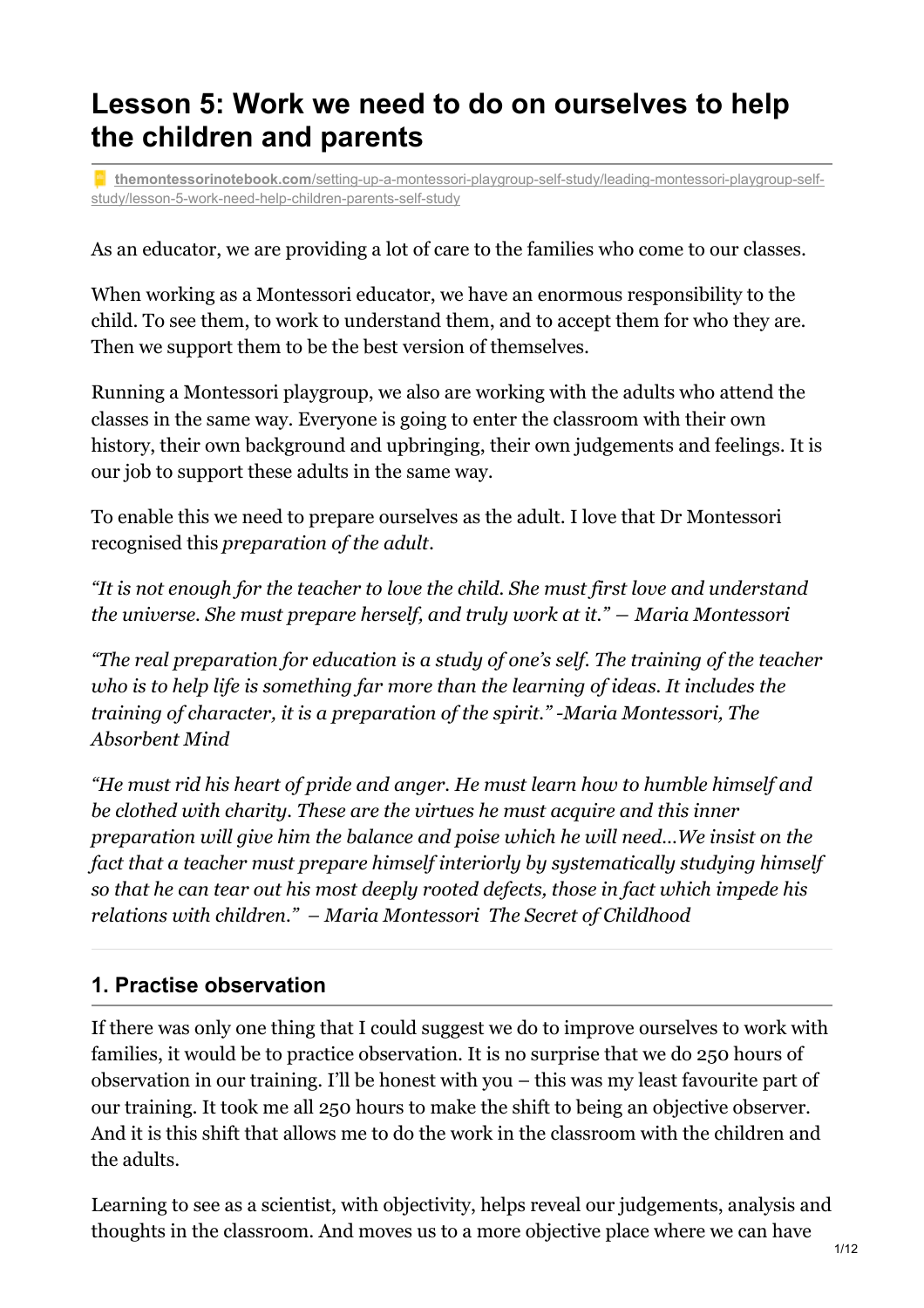# Lesson 5: Work we need to do on ourselves to help the children and parents

themontessorinotebook.com/setting-up-a-montessori-playgroup-self-study/leading-montessori-playgroup-self-study/lesson-5-work-need-help-children-parents-self-study

As an educator, we are providing a lot of care to the families who come to our classes.

When working as a Montessori educator, we have an enormous responsibility to the child. To see them, to work to understand them, and to accept them for who they are. Then we support them to be the best version of themselves.

Running a Montessori playgroup, we also are working with the adults who attend the classes in the same way. Everyone is going to enter the classroom with their own history, their own background and upbringing, their own judgements and feelings. It is our job to support these adults in the same way.

To enable this we need to prepare ourselves as the adult. I love that Dr Montessori recognised this *preparation of the adult*.

*"It is not enough for the teacher to love the child. She must first love and understand the universe. She must prepare herself, and truly work at it." – Maria Montessori*

*"The real preparation for education is a study of one's self. The training of the teacher who is to help life is something far more than the learning of ideas. It includes the training of character, it is a preparation of the spirit." -Maria Montessori, The Absorbent Mind*

*"He must rid his heart of pride and anger. He must learn how to humble himself and be clothed with charity. These are the virtues he must acquire and this inner preparation will give him the balance and poise which he will need…We insist on the fact that a teacher must prepare himself interiorly by systematically studying himself so that he can tear out his most deeply rooted defects, those in fact which impede his relations with children." – Maria Montessori The Secret of Childhood*

---

## 1. Practise observation

If there was only one thing that I could suggest we do to improve ourselves to work with families, it would be to practice observation. It is no surprise that we do 250 hours of observation in our training. I'll be honest with you – this was my least favourite part of our training. It took me all 250 hours to make the shift to being an objective observer. And it is this shift that allows me to do the work in the classroom with the children and the adults.

Learning to see as a scientist, with objectivity, helps reveal our judgements, analysis and thoughts in the classroom. And moves us to a more objective place where we can have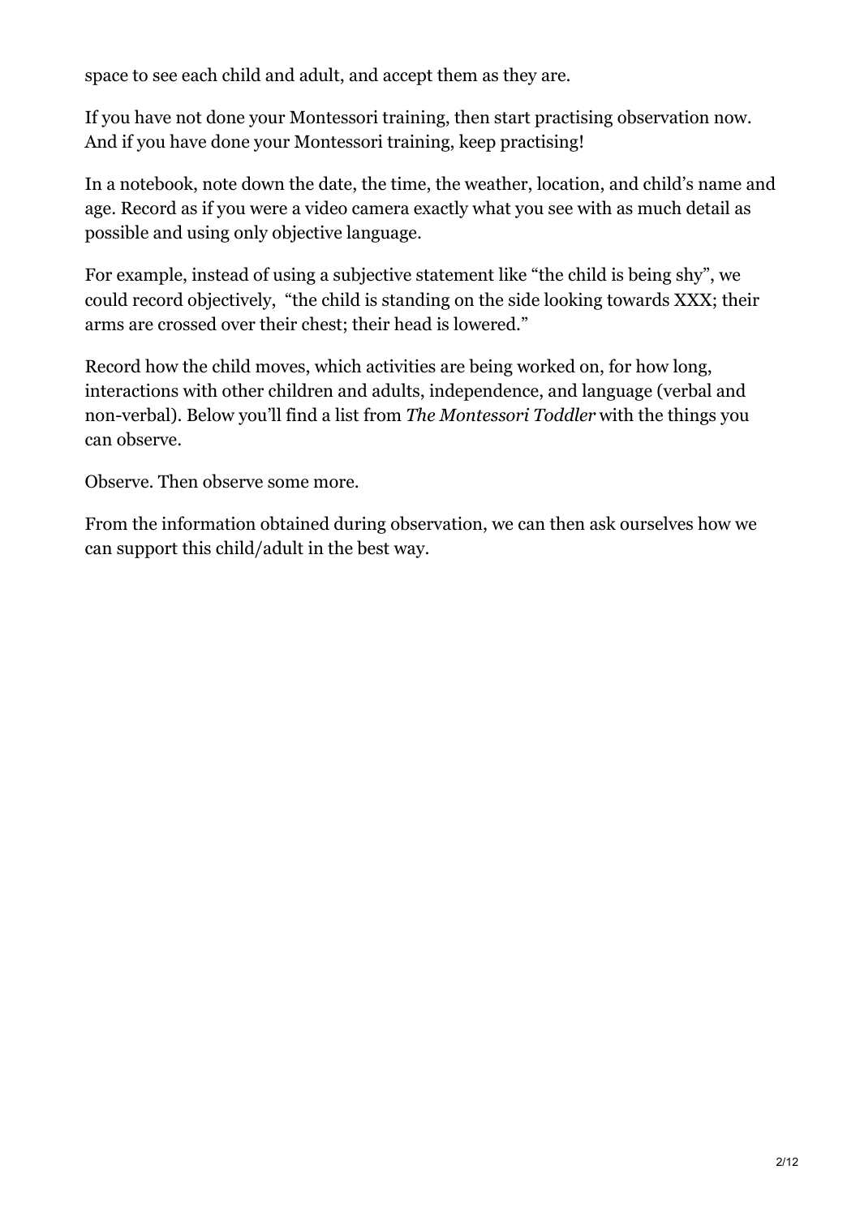space to see each child and adult, and accept them as they are.

If you have not done your Montessori training, then start practising observation now. And if you have done your Montessori training, keep practising!

In a notebook, note down the date, the time, the weather, location, and child's name and age. Record as if you were a video camera exactly what you see with as much detail as possible and using only objective language.

For example, instead of using a subjective statement like "the child is being shy", we could record objectively, "the child is standing on the side looking towards XXX; their arms are crossed over their chest; their head is lowered."

Record how the child moves, which activities are being worked on, for how long, interactions with other children and adults, independence, and language (verbal and non-verbal). Below you'll find a list from *The Montessori Toddler* with the things you can observe.

Observe. Then observe some more.

From the information obtained during observation, we can then ask ourselves how we can support this child/adult in the best way.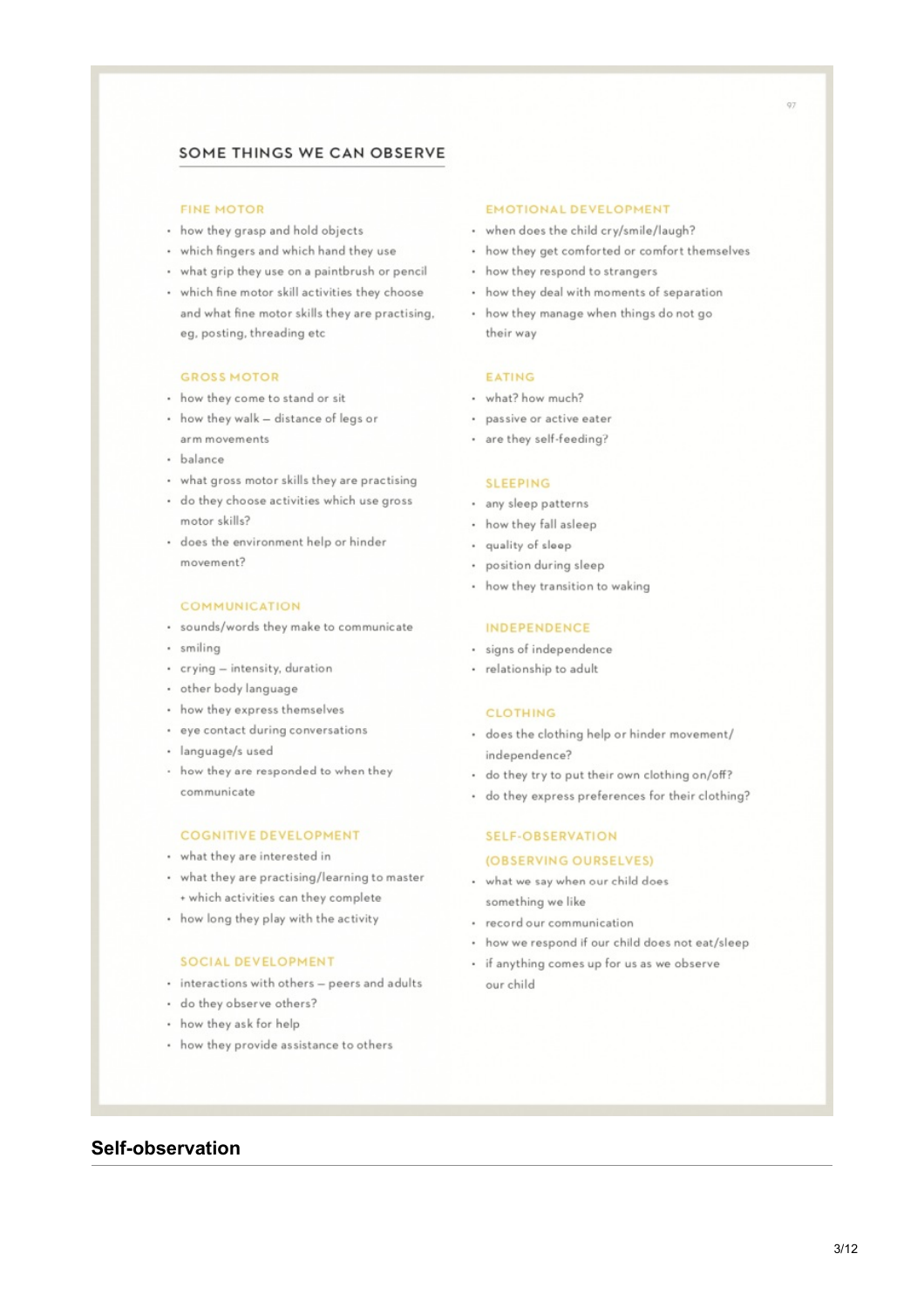## SOME THINGS WE CAN OBSERVE

### FINE MOTOR

- how they grasp and hold objects
- which fingers and which hand they use
- what grip they use on a paintbrush or pencil
- which fine motor skill activities they choose and what fine motor skills they are practising, eg, posting, threading etc

### GROSS MOTOR

- how they come to stand or sit
- how they walk – distance of legs or arm movements
- balance
- what gross motor skills they are practising
- do they choose activities which use gross motor skills?
- does the environment help or hinder movement?

### COMMUNICATION

- sounds/words they make to communicate
- smiling
- crying – intensity, duration
- other body language
- how they express themselves
- eye contact during conversations
- language/s used
- how they are responded to when they communicate

### COGNITIVE DEVELOPMENT

- what they are interested in
- what they are practising/learning to master + which activities can they complete
- how long they play with the activity

### SOCIAL DEVELOPMENT

- interactions with others – peers and adults
- do they observe others?
- how they ask for help
- how they provide assistance to others

### EMOTIONAL DEVELOPMENT

- when does the child cry/smile/laugh?
- how they get comforted or comfort themselves
- how they respond to strangers
- how they deal with moments of separation
- how they manage when things do not go their way

### EATING

- what? how much?
- passive or active eater
- are they self-feeding?

### SLEEPING

- any sleep patterns
- how they fall asleep
- quality of sleep
- position during sleep
- how they transition to waking

### INDEPENDENCE

- signs of independence
- relationship to adult

### CLOTHING

- does the clothing help or hinder movement/ independence?
- do they try to put their own clothing on/off?
- do they express preferences for their clothing?

### SELF-OBSERVATION (OBSERVING OURSELVES)

- what we say when our child does something we like
- record our communication
- how we respond if our child does not eat/sleep
- if anything comes up for us as we observe our child

## Self-observation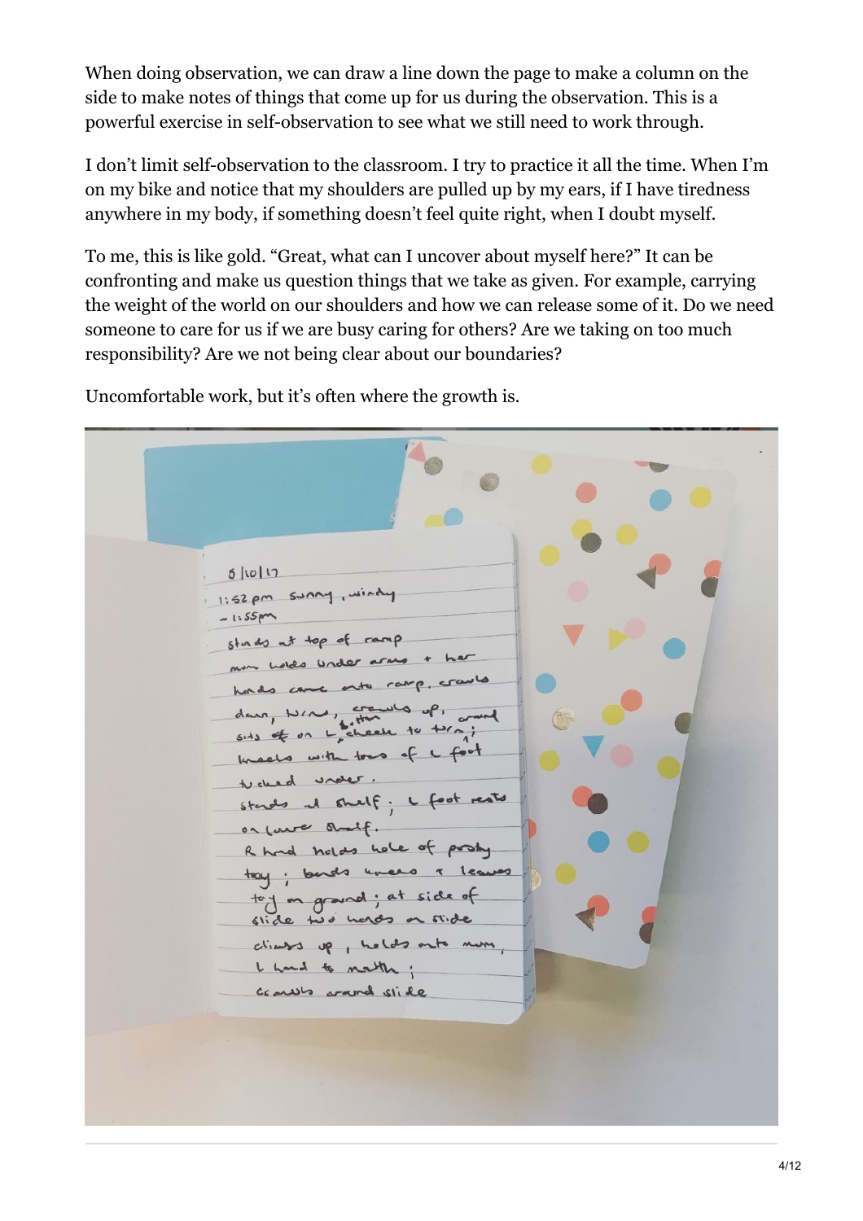When doing observation, we can draw a line down the page to make a column on the side to make notes of things that come up for us during the observation. This is a powerful exercise in self-observation to see what we still need to work through.

I don't limit self-observation to the classroom. I try to practice it all the time. When I'm on my bike and notice that my shoulders are pulled up by my ears, if I have tiredness anywhere in my body, if something doesn't feel quite right, when I doubt myself.

To me, this is like gold. "Great, what can I uncover about myself here?" It can be confronting and make us question things that we take as given. For example, carrying the weight of the world on our shoulders and how we can release some of it. Do we need someone to care for us if we are busy caring for others? Are we taking on too much responsibility? Are we not being clear about our boundaries?

Uncomfortable work, but it's often where the growth is.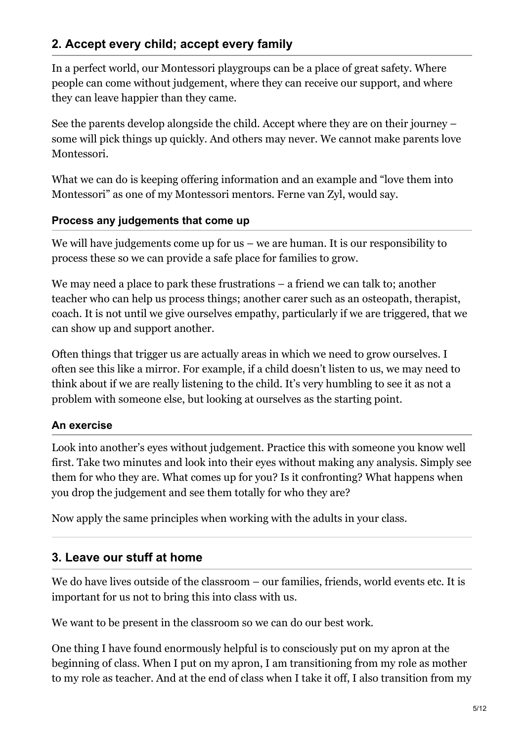## 2. Accept every child; accept every family

In a perfect world, our Montessori playgroups can be a place of great safety. Where people can come without judgement, where they can receive our support, and where they can leave happier than they came.

See the parents develop alongside the child. Accept where they are on their journey – some will pick things up quickly. And others may never. We cannot make parents love Montessori.

What we can do is keeping offering information and an example and "love them into Montessori" as one of my Montessori mentors. Ferne van Zyl, would say.

### Process any judgements that come up

We will have judgements come up for us – we are human. It is our responsibility to process these so we can provide a safe place for families to grow.

We may need a place to park these frustrations – a friend we can talk to; another teacher who can help us process things; another carer such as an osteopath, therapist, coach. It is not until we give ourselves empathy, particularly if we are triggered, that we can show up and support another.

Often things that trigger us are actually areas in which we need to grow ourselves. I often see this like a mirror. For example, if a child doesn't listen to us, we may need to think about if we are really listening to the child. It's very humbling to see it as not a problem with someone else, but looking at ourselves as the starting point.

### An exercise

Look into another's eyes without judgement. Practice this with someone you know well first. Take two minutes and look into their eyes without making any analysis. Simply see them for who they are. What comes up for you? Is it confronting? What happens when you drop the judgement and see them totally for who they are?

Now apply the same principles when working with the adults in your class.

## 3. Leave our stuff at home

We do have lives outside of the classroom – our families, friends, world events etc. It is important for us not to bring this into class with us.

We want to be present in the classroom so we can do our best work.

One thing I have found enormously helpful is to consciously put on my apron at the beginning of class. When I put on my apron, I am transitioning from my role as mother to my role as teacher. And at the end of class when I take it off, I also transition from my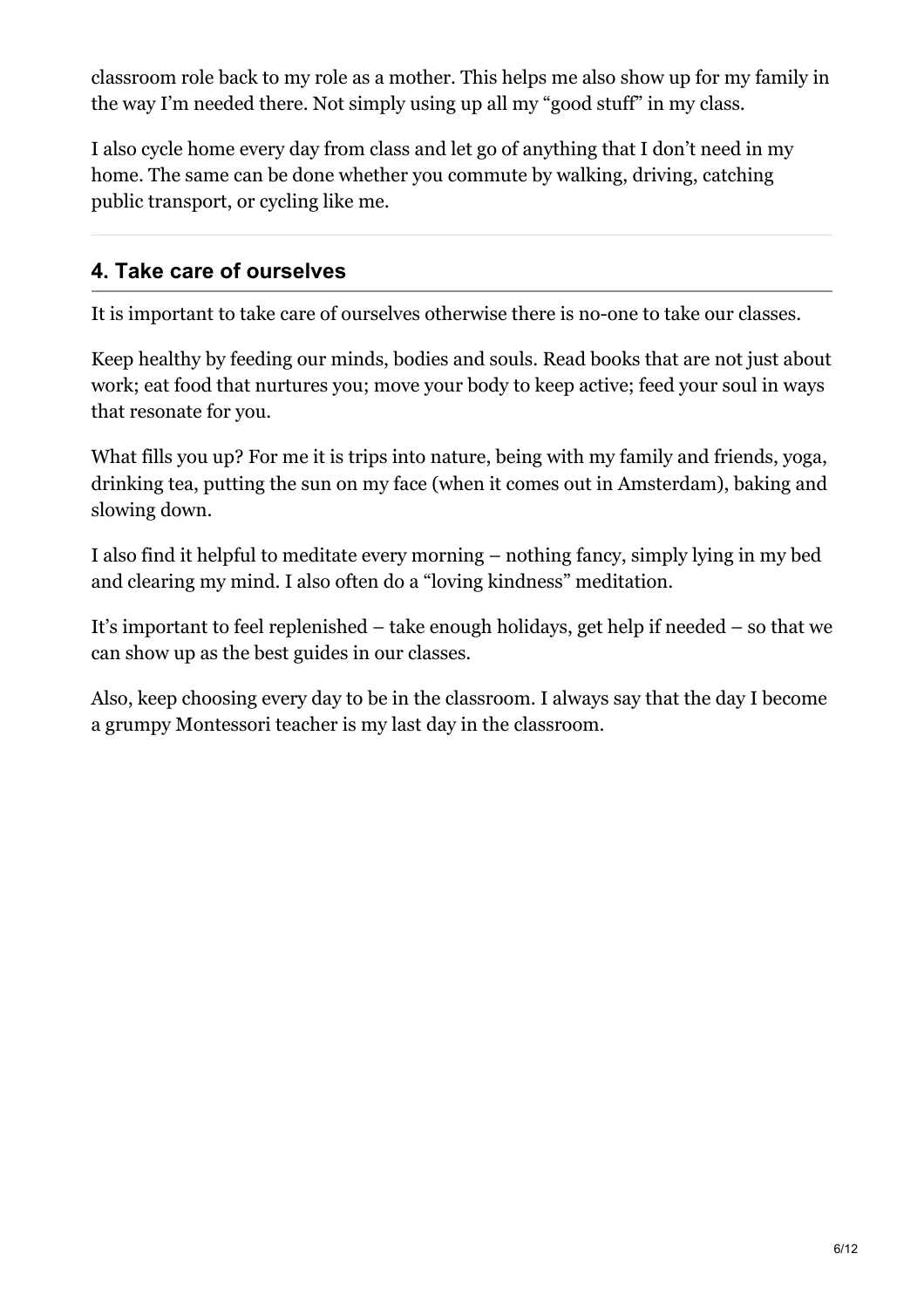classroom role back to my role as a mother. This helps me also show up for my family in the way I'm needed there. Not simply using up all my "good stuff" in my class.

I also cycle home every day from class and let go of anything that I don't need in my home. The same can be done whether you commute by walking, driving, catching public transport, or cycling like me.

## 4. Take care of ourselves

It is important to take care of ourselves otherwise there is no-one to take our classes.

Keep healthy by feeding our minds, bodies and souls. Read books that are not just about work; eat food that nurtures you; move your body to keep active; feed your soul in ways that resonate for you.

What fills you up? For me it is trips into nature, being with my family and friends, yoga, drinking tea, putting the sun on my face (when it comes out in Amsterdam), baking and slowing down.

I also find it helpful to meditate every morning – nothing fancy, simply lying in my bed and clearing my mind. I also often do a "loving kindness" meditation.

It's important to feel replenished – take enough holidays, get help if needed – so that we can show up as the best guides in our classes.

Also, keep choosing every day to be in the classroom. I always say that the day I become a grumpy Montessori teacher is my last day in the classroom.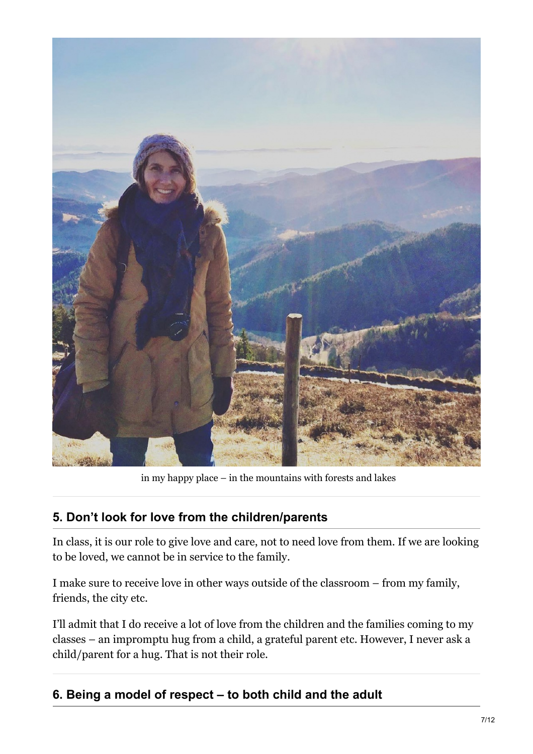in my happy place – in the mountains with forests and lakes

## 5. Don't look for love from the children/parents

In class, it is our role to give love and care, not to need love from them. If we are looking to be loved, we cannot be in service to the family.

I make sure to receive love in other ways outside of the classroom – from my family, friends, the city etc.

I'll admit that I do receive a lot of love from the children and the families coming to my classes – an impromptu hug from a child, a grateful parent etc. However, I never ask a child/parent for a hug. That is not their role.

## 6. Being a model of respect – to both child and the adult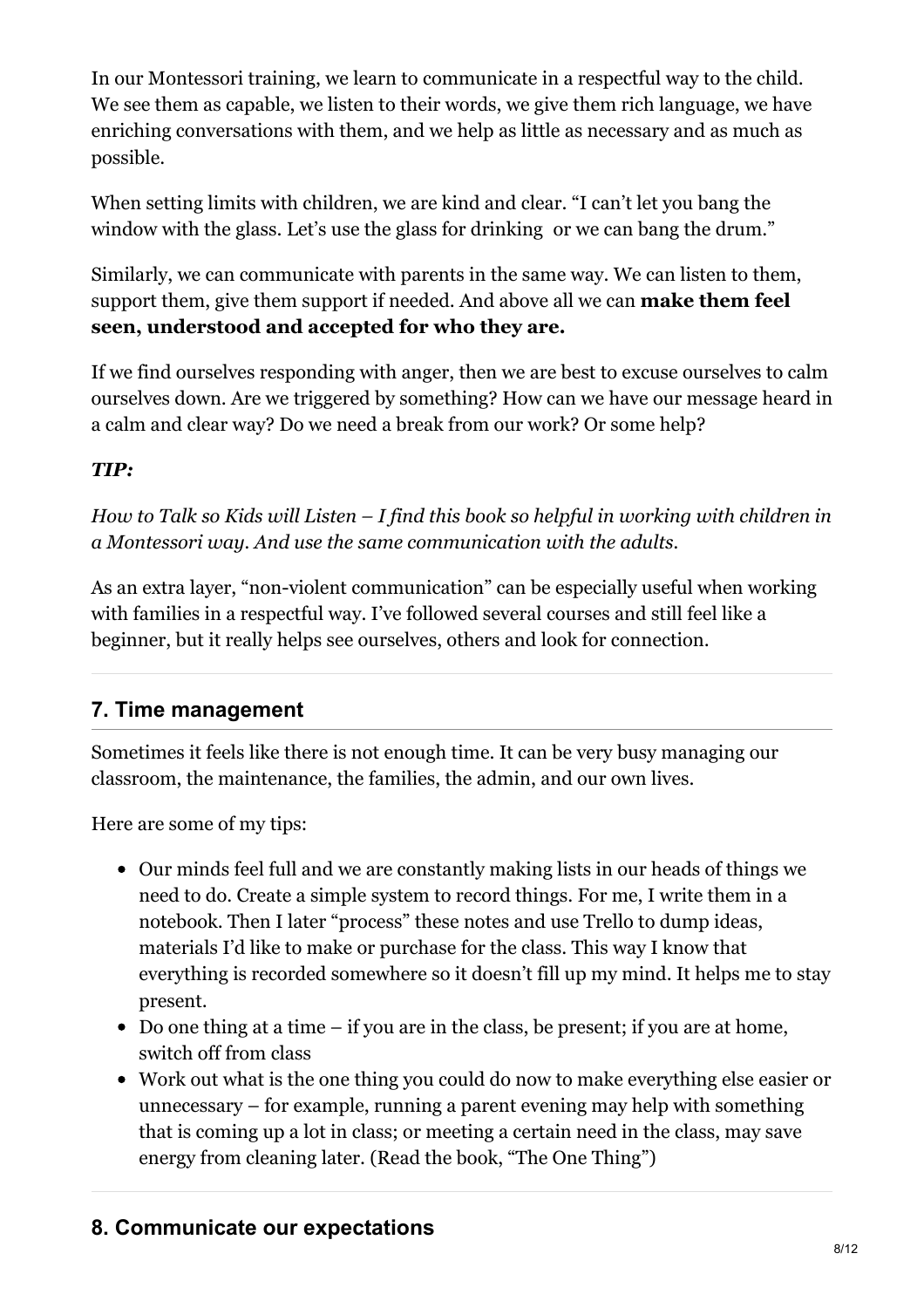In our Montessori training, we learn to communicate in a respectful way to the child. We see them as capable, we listen to their words, we give them rich language, we have enriching conversations with them, and we help as little as necessary and as much as possible.

When setting limits with children, we are kind and clear. "I can't let you bang the window with the glass. Let's use the glass for drinking  or we can bang the drum."

Similarly, we can communicate with parents in the same way. We can listen to them, support them, give them support if needed. And above all we can **make them feel seen, understood and accepted for who they are.**

If we find ourselves responding with anger, then we are best to excuse ourselves to calm ourselves down. Are we triggered by something? How can we have our message heard in a calm and clear way? Do we need a break from our work? Or some help?

***TIP:***

*How to Talk so Kids will Listen – I find this book so helpful in working with children in a Montessori way. And use the same communication with the adults.*

As an extra layer, "non-violent communication" can be especially useful when working with families in a respectful way. I've followed several courses and still feel like a beginner, but it really helps see ourselves, others and look for connection.

---

## 7. Time management

Sometimes it feels like there is not enough time. It can be very busy managing our classroom, the maintenance, the families, the admin, and our own lives.

Here are some of my tips:

- Our minds feel full and we are constantly making lists in our heads of things we need to do. Create a simple system to record things. For me, I write them in a notebook. Then I later "process" these notes and use Trello to dump ideas, materials I'd like to make or purchase for the class. This way I know that everything is recorded somewhere so it doesn't fill up my mind. It helps me to stay present.
- Do one thing at a time – if you are in the class, be present; if you are at home, switch off from class
- Work out what is the one thing you could do now to make everything else easier or unnecessary – for example, running a parent evening may help with something that is coming up a lot in class; or meeting a certain need in the class, may save energy from cleaning later. (Read the book, "The One Thing")

---

## 8. Communicate our expectations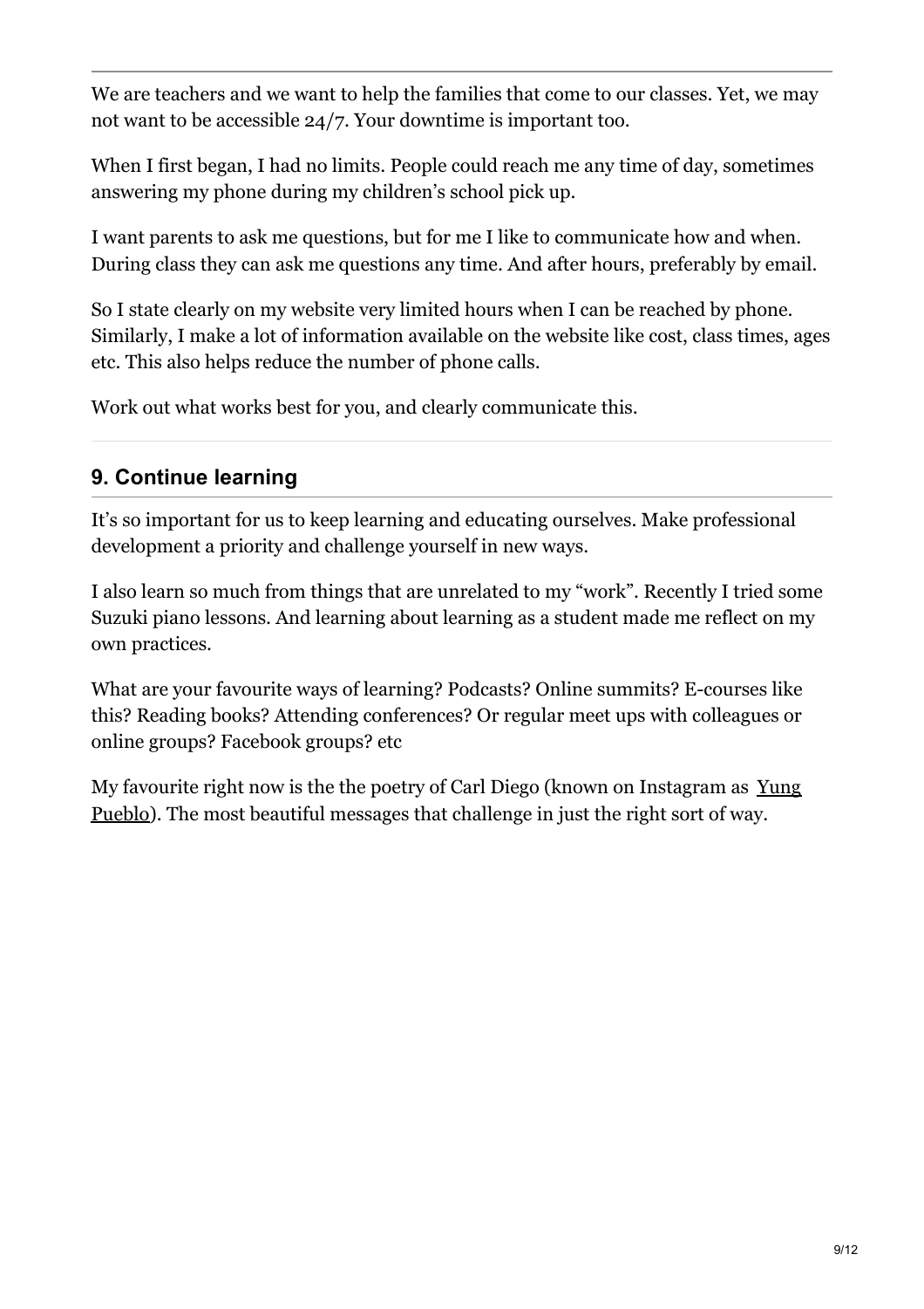We are teachers and we want to help the families that come to our classes. Yet, we may not want to be accessible 24/7. Your downtime is important too.

When I first began, I had no limits. People could reach me any time of day, sometimes answering my phone during my children's school pick up.

I want parents to ask me questions, but for me I like to communicate how and when. During class they can ask me questions any time. And after hours, preferably by email.

So I state clearly on my website very limited hours when I can be reached by phone. Similarly, I make a lot of information available on the website like cost, class times, ages etc. This also helps reduce the number of phone calls.

Work out what works best for you, and clearly communicate this.

## 9. Continue learning

It's so important for us to keep learning and educating ourselves. Make professional development a priority and challenge yourself in new ways.

I also learn so much from things that are unrelated to my "work". Recently I tried some Suzuki piano lessons. And learning about learning as a student made me reflect on my own practices.

What are your favourite ways of learning? Podcasts? Online summits? E-courses like this? Reading books? Attending conferences? Or regular meet ups with colleagues or online groups? Facebook groups? etc

My favourite right now is the the poetry of Carl Diego (known on Instagram as Yung Pueblo). The most beautiful messages that challenge in just the right sort of way.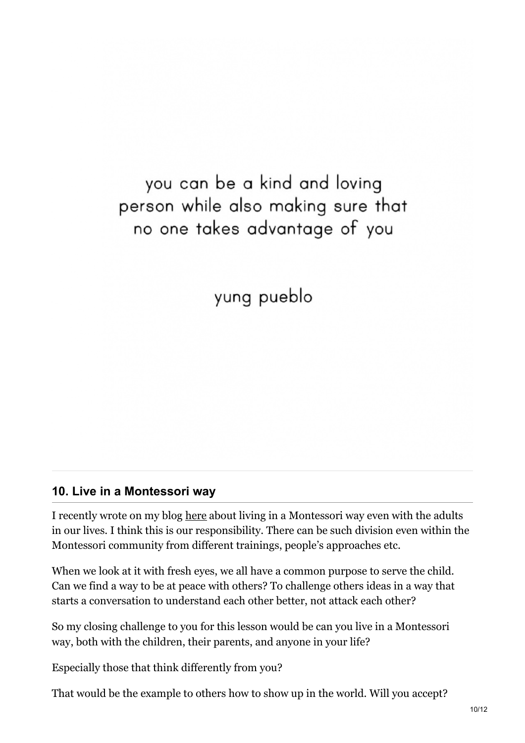you can be a kind and loving person while also making sure that no one takes advantage of you

yung pueblo

## 10. Live in a Montessori way

I recently wrote on my blog here about living in a Montessori way even with the adults in our lives. I think this is our responsibility. There can be such division even within the Montessori community from different trainings, people's approaches etc.

When we look at it with fresh eyes, we all have a common purpose to serve the child. Can we find a way to be at peace with others? To challenge others ideas in a way that starts a conversation to understand each other better, not attack each other?

So my closing challenge to you for this lesson would be can you live in a Montessori way, both with the children, their parents, and anyone in your life?

Especially those that think differently from you?

That would be the example to others how to show up in the world. Will you accept?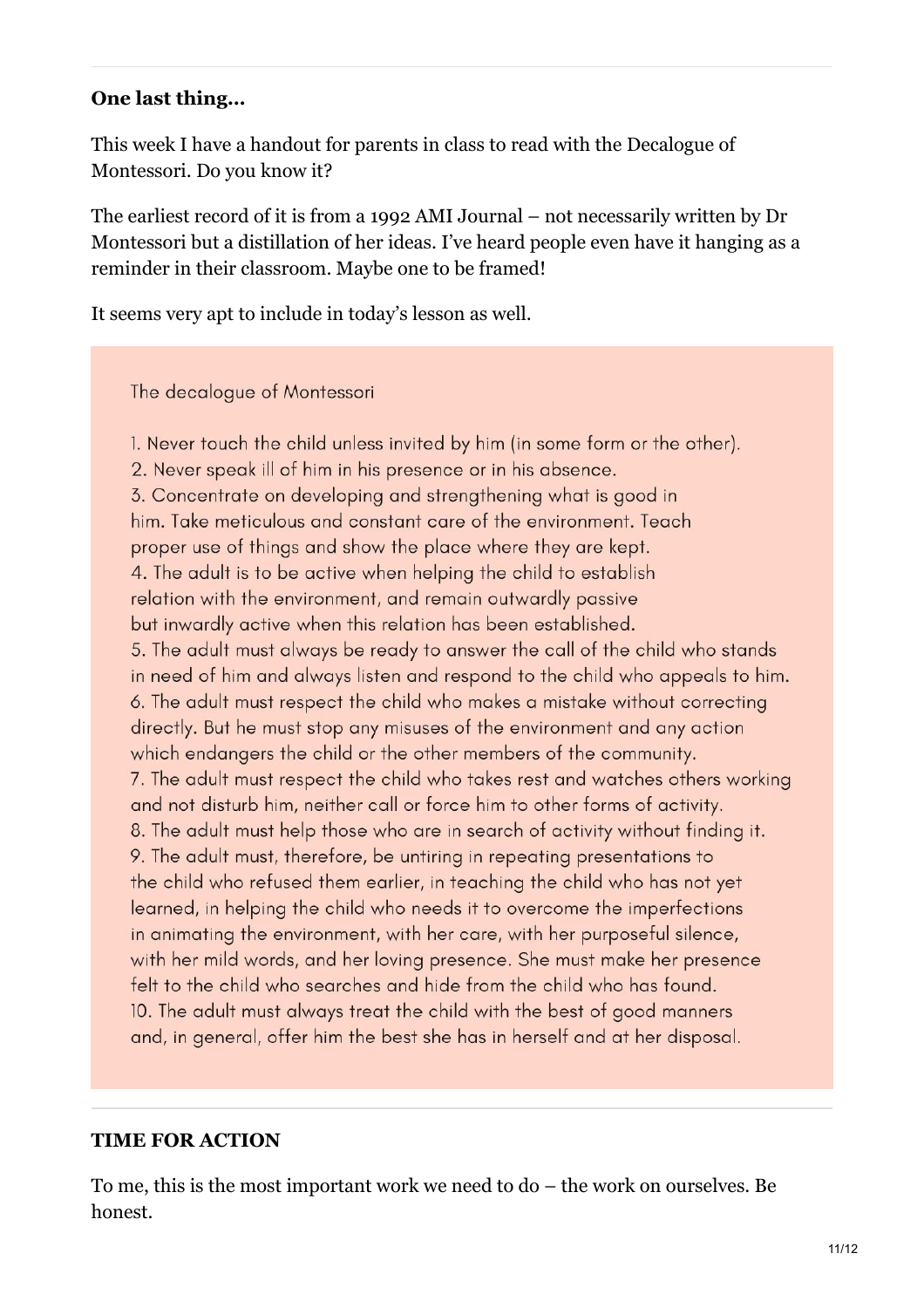**One last thing…**

This week I have a handout for parents in class to read with the Decalogue of Montessori. Do you know it?

The earliest record of it is from a 1992 AMI Journal – not necessarily written by Dr Montessori but a distillation of her ideas. I've heard people even have it hanging as a reminder in their classroom. Maybe one to be framed!

It seems very apt to include in today's lesson as well.

The decalogue of Montessori

1. Never touch the child unless invited by him (in some form or the other).
2. Never speak ill of him in his presence or in his absence.
3. Concentrate on developing and strengthening what is good in him. Take meticulous and constant care of the environment. Teach proper use of things and show the place where they are kept.
4. The adult is to be active when helping the child to establish relation with the environment, and remain outwardly passive but inwardly active when this relation has been established.
5. The adult must always be ready to answer the call of the child who stands in need of him and always listen and respond to the child who appeals to him.
6. The adult must respect the child who makes a mistake without correcting directly. But he must stop any misuses of the environment and any action which endangers the child or the other members of the community.
7. The adult must respect the child who takes rest and watches others working and not disturb him, neither call or force him to other forms of activity.
8. The adult must help those who are in search of activity without finding it.
9. The adult must, therefore, be untiring in repeating presentations to the child who refused them earlier, in teaching the child who has not yet learned, in helping the child who needs it to overcome the imperfections in animating the environment, with her care, with her purposeful silence, with her mild words, and her loving presence. She must make her presence felt to the child who searches and hide from the child who has found.
10. The adult must always treat the child with the best of good manners and, in general, offer him the best she has in herself and at her disposal.

---

**TIME FOR ACTION**

To me, this is the most important work we need to do – the work on ourselves. Be honest.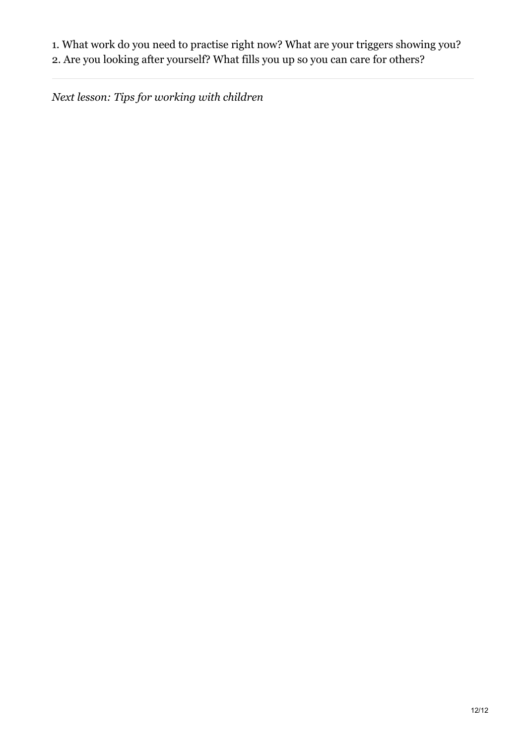1. What work do you need to practise right now? What are your triggers showing you?
2. Are you looking after yourself? What fills you up so you can care for others?

---

*Next lesson: Tips for working with children*